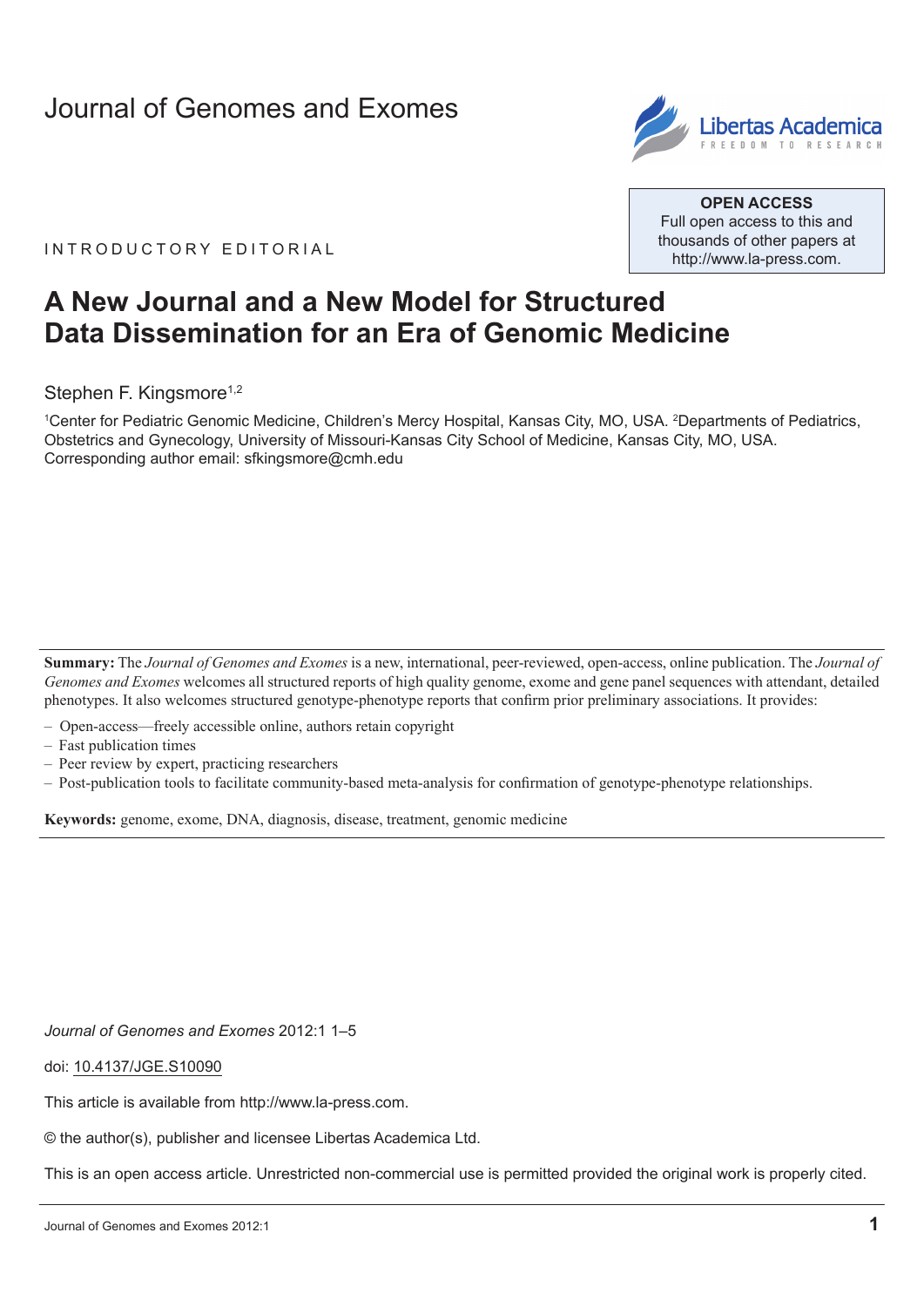Journal of Genomes and Exomes

**OPEN ACCESS**
Full open access to this and thousands of other papers at http://www.la-press.com.

INTRODUCTORY EDITORIAL

# A New Journal and a New Model for Structured Data Dissemination for an Era of Genomic Medicine

Stephen F. Kingsmore[1,2]

[1]Center for Pediatric Genomic Medicine, Children's Mercy Hospital, Kansas City, MO, USA. [2]Departments of Pediatrics, Obstetrics and Gynecology, University of Missouri-Kansas City School of Medicine, Kansas City, MO, USA.
Corresponding author email: sfkingsmore@cmh.edu

**Summary:** The *Journal of Genomes and Exomes* is a new, international, peer-reviewed, open-access, online publication. The *Journal of Genomes and Exomes* welcomes all structured reports of high quality genome, exome and gene panel sequences with attendant, detailed phenotypes. It also welcomes structured genotype-phenotype reports that confirm prior preliminary associations. It provides:

- Open-access—freely accessible online, authors retain copyright
- Fast publication times
- Peer review by expert, practicing researchers
- Post-publication tools to facilitate community-based meta-analysis for confirmation of genotype-phenotype relationships.

**Keywords:** genome, exome, DNA, diagnosis, disease, treatment, genomic medicine

*Journal of Genomes and Exomes* 2012:1 1–5

doi: 10.4137/JGE.S10090

This article is available from http://www.la-press.com.

© the author(s), publisher and licensee Libertas Academica Ltd.

This is an open access article. Unrestricted non-commercial use is permitted provided the original work is properly cited.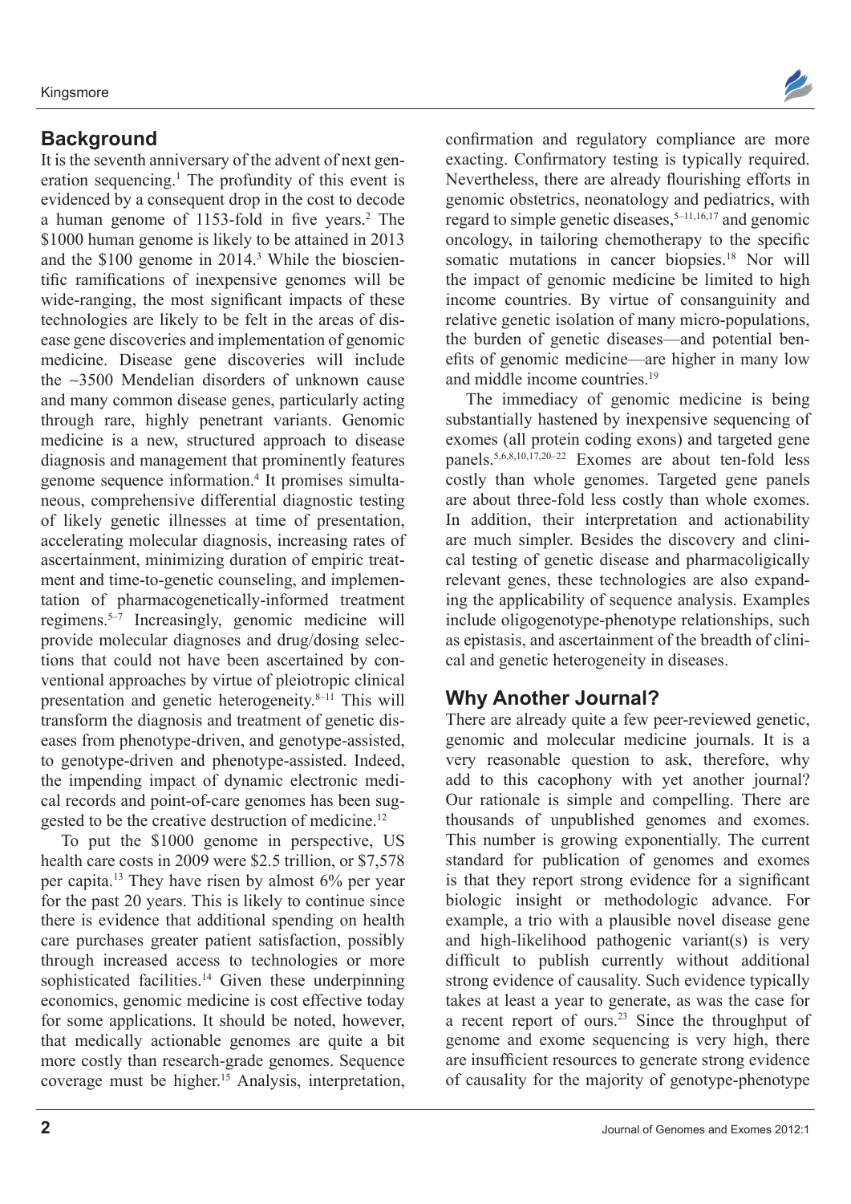## Background

It is the seventh anniversary of the advent of next generation sequencing.[1] The profundity of this event is evidenced by a consequent drop in the cost to decode a human genome of 1153-fold in five years.[2] The $1000 human genome is likely to be attained in 2013 and the $100 genome in 2014.[3] While the bioscientific ramifications of inexpensive genomes will be wide-ranging, the most significant impacts of these technologies are likely to be felt in the areas of disease gene discoveries and implementation of genomic medicine. Disease gene discoveries will include the ~3500 Mendelian disorders of unknown cause and many common disease genes, particularly acting through rare, highly penetrant variants. Genomic medicine is a new, structured approach to disease diagnosis and management that prominently features genome sequence information.[4] It promises simultaneous, comprehensive differential diagnostic testing of likely genetic illnesses at time of presentation, accelerating molecular diagnosis, increasing rates of ascertainment, minimizing duration of empiric treatment and time-to-genetic counseling, and implementation of pharmacogenetically-informed treatment regimens.[5–7] Increasingly, genomic medicine will provide molecular diagnoses and drug/dosing selections that could not have been ascertained by conventional approaches by virtue of pleiotropic clinical presentation and genetic heterogeneity.[8–11] This will transform the diagnosis and treatment of genetic diseases from phenotype-driven, and genotype-assisted, to genotype-driven and phenotype-assisted. Indeed, the impending impact of dynamic electronic medical records and point-of-care genomes has been suggested to be the creative destruction of medicine.[12]

To put the $1000 genome in perspective, US health care costs in 2009 were $2.5 trillion, or $7,578 per capita.[13] They have risen by almost 6% per year for the past 20 years. This is likely to continue since there is evidence that additional spending on health care purchases greater patient satisfaction, possibly through increased access to technologies or more sophisticated facilities.[14] Given these underpinning economics, genomic medicine is cost effective today for some applications. It should be noted, however, that medically actionable genomes are quite a bit more costly than research-grade genomes. Sequence coverage must be higher.[15] Analysis, interpretation, confirmation and regulatory compliance are more exacting. Confirmatory testing is typically required. Nevertheless, there are already flourishing efforts in genomic obstetrics, neonatology and pediatrics, with regard to simple genetic diseases,[5–11,16,17] and genomic oncology, in tailoring chemotherapy to the specific somatic mutations in cancer biopsies.[18] Nor will the impact of genomic medicine be limited to high income countries. By virtue of consanguinity and relative genetic isolation of many micro-populations, the burden of genetic diseases—and potential benefits of genomic medicine—are higher in many low and middle income countries.[19]

The immediacy of genomic medicine is being substantially hastened by inexpensive sequencing of exomes (all protein coding exons) and targeted gene panels.[5,6,8,10,17,20–22] Exomes are about ten-fold less costly than whole genomes. Targeted gene panels are about three-fold less costly than whole exomes. In addition, their interpretation and actionability are much simpler. Besides the discovery and clinical testing of genetic disease and pharmacoligically relevant genes, these technologies are also expanding the applicability of sequence analysis. Examples include oligogenotype-phenotype relationships, such as epistasis, and ascertainment of the breadth of clinical and genetic heterogeneity in diseases.

## Why Another Journal?

There are already quite a few peer-reviewed genetic, genomic and molecular medicine journals. It is a very reasonable question to ask, therefore, why add to this cacophony with yet another journal? Our rationale is simple and compelling. There are thousands of unpublished genomes and exomes. This number is growing exponentially. The current standard for publication of genomes and exomes is that they report strong evidence for a significant biologic insight or methodologic advance. For example, a trio with a plausible novel disease gene and high-likelihood pathogenic variant(s) is very difficult to publish currently without additional strong evidence of causality. Such evidence typically takes at least a year to generate, as was the case for a recent report of ours.[23] Since the throughput of genome and exome sequencing is very high, there are insufficient resources to generate strong evidence of causality for the majority of genotype-phenotype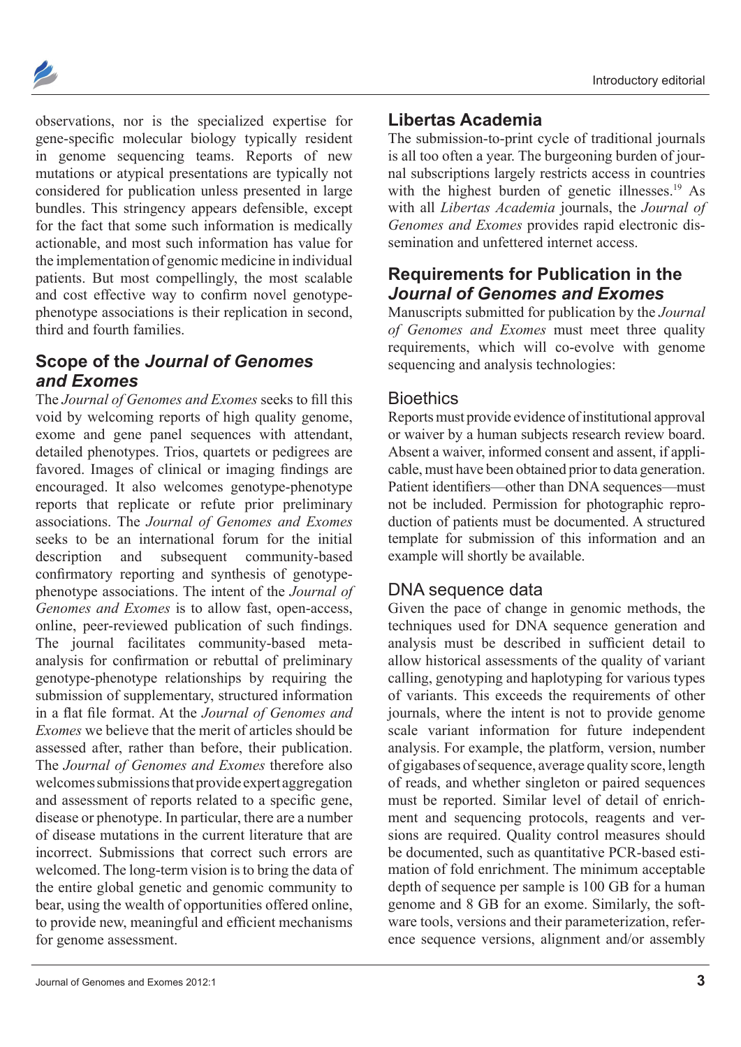observations, nor is the specialized expertise for gene-specific molecular biology typically resident in genome sequencing teams. Reports of new mutations or atypical presentations are typically not considered for publication unless presented in large bundles. This stringency appears defensible, except for the fact that some such information is medically actionable, and most such information has value for the implementation of genomic medicine in individual patients. But most compellingly, the most scalable and cost effective way to confirm novel genotype-phenotype associations is their replication in second, third and fourth families.

## Scope of the *Journal of Genomes and Exomes*

The *Journal of Genomes and Exomes* seeks to fill this void by welcoming reports of high quality genome, exome and gene panel sequences with attendant, detailed phenotypes. Trios, quartets or pedigrees are favored. Images of clinical or imaging findings are encouraged. It also welcomes genotype-phenotype reports that replicate or refute prior preliminary associations. The *Journal of Genomes and Exomes* seeks to be an international forum for the initial description and subsequent community-based confirmatory reporting and synthesis of genotype-phenotype associations. The intent of the *Journal of Genomes and Exomes* is to allow fast, open-access, online, peer-reviewed publication of such findings. The journal facilitates community-based meta-analysis for confirmation or rebuttal of preliminary genotype-phenotype relationships by requiring the submission of supplementary, structured information in a flat file format. At the *Journal of Genomes and Exomes* we believe that the merit of articles should be assessed after, rather than before, their publication. The *Journal of Genomes and Exomes* therefore also welcomes submissions that provide expert aggregation and assessment of reports related to a specific gene, disease or phenotype. In particular, there are a number of disease mutations in the current literature that are incorrect. Submissions that correct such errors are welcomed. The long-term vision is to bring the data of the entire global genetic and genomic community to bear, using the wealth of opportunities offered online, to provide new, meaningful and efficient mechanisms for genome assessment.

## Libertas Academia

The submission-to-print cycle of traditional journals is all too often a year. The burgeoning burden of journal subscriptions largely restricts access in countries with the highest burden of genetic illnesses.[19] As with all *Libertas Academia* journals, the *Journal of Genomes and Exomes* provides rapid electronic dissemination and unfettered internet access.

## Requirements for Publication in the *Journal of Genomes and Exomes*

Manuscripts submitted for publication by the *Journal of Genomes and Exomes* must meet three quality requirements, which will co-evolve with genome sequencing and analysis technologies:

### Bioethics

Reports must provide evidence of institutional approval or waiver by a human subjects research review board. Absent a waiver, informed consent and assent, if applicable, must have been obtained prior to data generation. Patient identifiers—other than DNA sequences—must not be included. Permission for photographic reproduction of patients must be documented. A structured template for submission of this information and an example will shortly be available.

### DNA sequence data

Given the pace of change in genomic methods, the techniques used for DNA sequence generation and analysis must be described in sufficient detail to allow historical assessments of the quality of variant calling, genotyping and haplotyping for various types of variants. This exceeds the requirements of other journals, where the intent is not to provide genome scale variant information for future independent analysis. For example, the platform, version, number of gigabases of sequence, average quality score, length of reads, and whether singleton or paired sequences must be reported. Similar level of detail of enrichment and sequencing protocols, reagents and versions are required. Quality control measures should be documented, such as quantitative PCR-based estimation of fold enrichment. The minimum acceptable depth of sequence per sample is 100 GB for a human genome and 8 GB for an exome. Similarly, the software tools, versions and their parameterization, reference sequence versions, alignment and/or assembly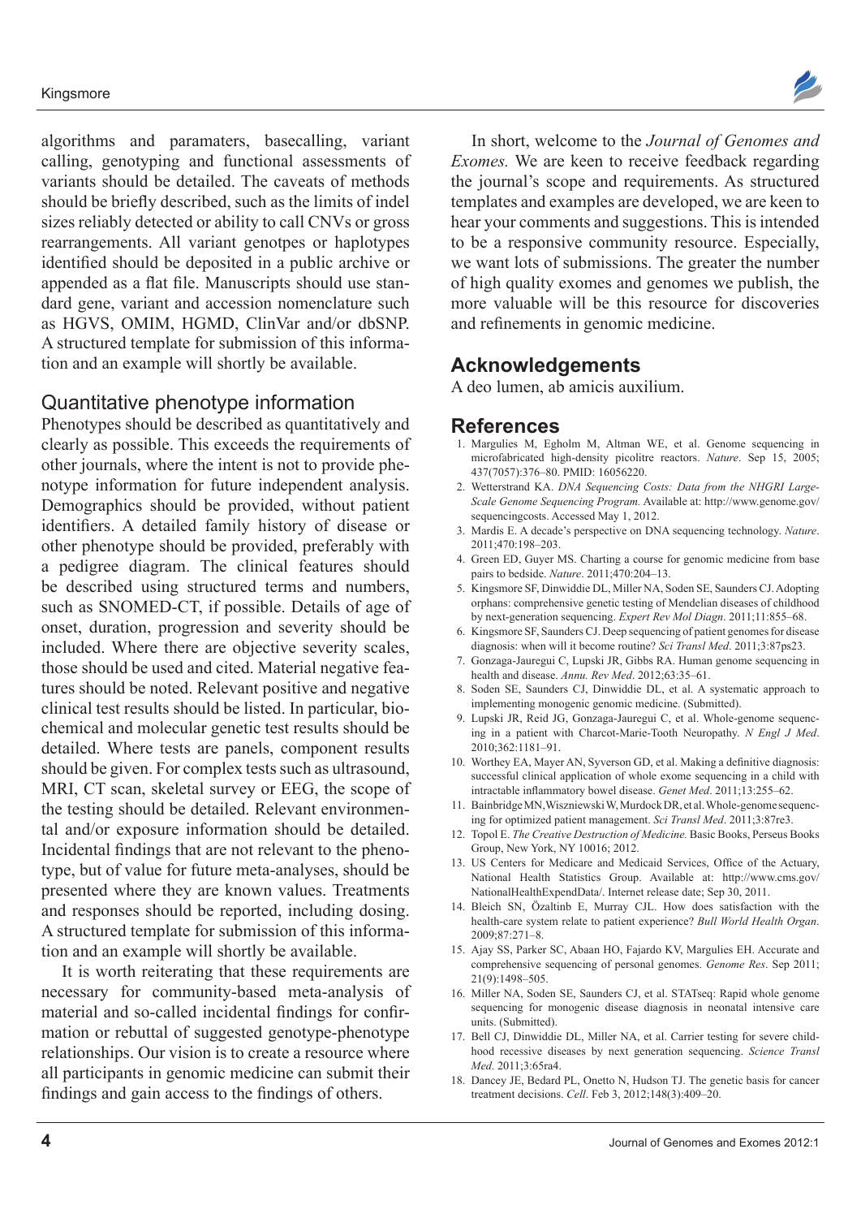algorithms and paramaters, basecalling, variant calling, genotyping and functional assessments of variants should be detailed. The caveats of methods should be briefly described, such as the limits of indel sizes reliably detected or ability to call CNVs or gross rearrangements. All variant genotpes or haplotypes identified should be deposited in a public archive or appended as a flat file. Manuscripts should use standard gene, variant and accession nomenclature such as HGVS, OMIM, HGMD, ClinVar and/or dbSNP. A structured template for submission of this information and an example will shortly be available.

## Quantitative phenotype information

Phenotypes should be described as quantitatively and clearly as possible. This exceeds the requirements of other journals, where the intent is not to provide phenotype information for future independent analysis. Demographics should be provided, without patient identifiers. A detailed family history of disease or other phenotype should be provided, preferably with a pedigree diagram. The clinical features should be described using structured terms and numbers, such as SNOMED-CT, if possible. Details of age of onset, duration, progression and severity should be included. Where there are objective severity scales, those should be used and cited. Material negative features should be noted. Relevant positive and negative clinical test results should be listed. In particular, biochemical and molecular genetic test results should be detailed. Where tests are panels, component results should be given. For complex tests such as ultrasound, MRI, CT scan, skeletal survey or EEG, the scope of the testing should be detailed. Relevant environmental and/or exposure information should be detailed. Incidental findings that are not relevant to the phenotype, but of value for future meta-analyses, should be presented where they are known values. Treatments and responses should be reported, including dosing. A structured template for submission of this information and an example will shortly be available.

It is worth reiterating that these requirements are necessary for community-based meta-analysis of material and so-called incidental findings for confirmation or rebuttal of suggested genotype-phenotype relationships. Our vision is to create a resource where all participants in genomic medicine can submit their findings and gain access to the findings of others.

In short, welcome to the *Journal of Genomes and Exomes.* We are keen to receive feedback regarding the journal's scope and requirements. As structured templates and examples are developed, we are keen to hear your comments and suggestions. This is intended to be a responsive community resource. Especially, we want lots of submissions. The greater the number of high quality exomes and genomes we publish, the more valuable will be this resource for discoveries and refinements in genomic medicine.

## Acknowledgements

A deo lumen, ab amicis auxilium.

## References

1. Margulies M, Egholm M, Altman WE, et al. Genome sequencing in microfabricated high-density picolitre reactors. *Nature*. Sep 15, 2005; 437(7057):376–80. PMID: 16056220.
2. Wetterstrand KA. *DNA Sequencing Costs: Data from the NHGRI Large-Scale Genome Sequencing Program.* Available at: http://www.genome.gov/sequencingcosts. Accessed May 1, 2012.
3. Mardis E. A decade's perspective on DNA sequencing technology. *Nature*. 2011;470:198–203.
4. Green ED, Guyer MS. Charting a course for genomic medicine from base pairs to bedside. *Nature*. 2011;470:204–13.
5. Kingsmore SF, Dinwiddie DL, Miller NA, Soden SE, Saunders CJ. Adopting orphans: comprehensive genetic testing of Mendelian diseases of childhood by next-generation sequencing. *Expert Rev Mol Diagn*. 2011;11:855–68.
6. Kingsmore SF, Saunders CJ. Deep sequencing of patient genomes for disease diagnosis: when will it become routine? *Sci Transl Med*. 2011;3:87ps23.
7. Gonzaga-Jauregui C, Lupski JR, Gibbs RA. Human genome sequencing in health and disease. *Annu. Rev Med*. 2012;63:35–61.
8. Soden SE, Saunders CJ, Dinwiddie DL, et al. A systematic approach to implementing monogenic genomic medicine. (Submitted).
9. Lupski JR, Reid JG, Gonzaga-Jauregui C, et al. Whole-genome sequencing in a patient with Charcot-Marie-Tooth Neuropathy. *N Engl J Med*. 2010;362:1181–91.
10. Worthey EA, Mayer AN, Syverson GD, et al. Making a definitive diagnosis: successful clinical application of whole exome sequencing in a child with intractable inflammatory bowel disease. *Genet Med*. 2011;13:255–62.
11. Bainbridge MN, Wiszniewski W, Murdock DR, et al. Whole-genome sequencing for optimized patient management. *Sci Transl Med*. 2011;3:87re3.
12. Topol E. *The Creative Destruction of Medicine.* Basic Books, Perseus Books Group, New York, NY 10016; 2012.
13. US Centers for Medicare and Medicaid Services, Office of the Actuary, National Health Statistics Group. Available at: http://www.cms.gov/NationalHealthExpendData/. Internet release date; Sep 30, 2011.
14. Bleich SN, Özaltinb E, Murray CJL. How does satisfaction with the health-care system relate to patient experience? *Bull World Health Organ*. 2009;87:271–8.
15. Ajay SS, Parker SC, Abaan HO, Fajardo KV, Margulies EH. Accurate and comprehensive sequencing of personal genomes. *Genome Res*. Sep 2011; 21(9):1498–505.
16. Miller NA, Soden SE, Saunders CJ, et al. STATseq: Rapid whole genome sequencing for monogenic disease diagnosis in neonatal intensive care units. (Submitted).
17. Bell CJ, Dinwiddie DL, Miller NA, et al. Carrier testing for severe childhood recessive diseases by next generation sequencing. *Science Transl Med*. 2011;3:65ra4.
18. Dancey JE, Bedard PL, Onetto N, Hudson TJ. The genetic basis for cancer treatment decisions. *Cell*. Feb 3, 2012;148(3):409–20.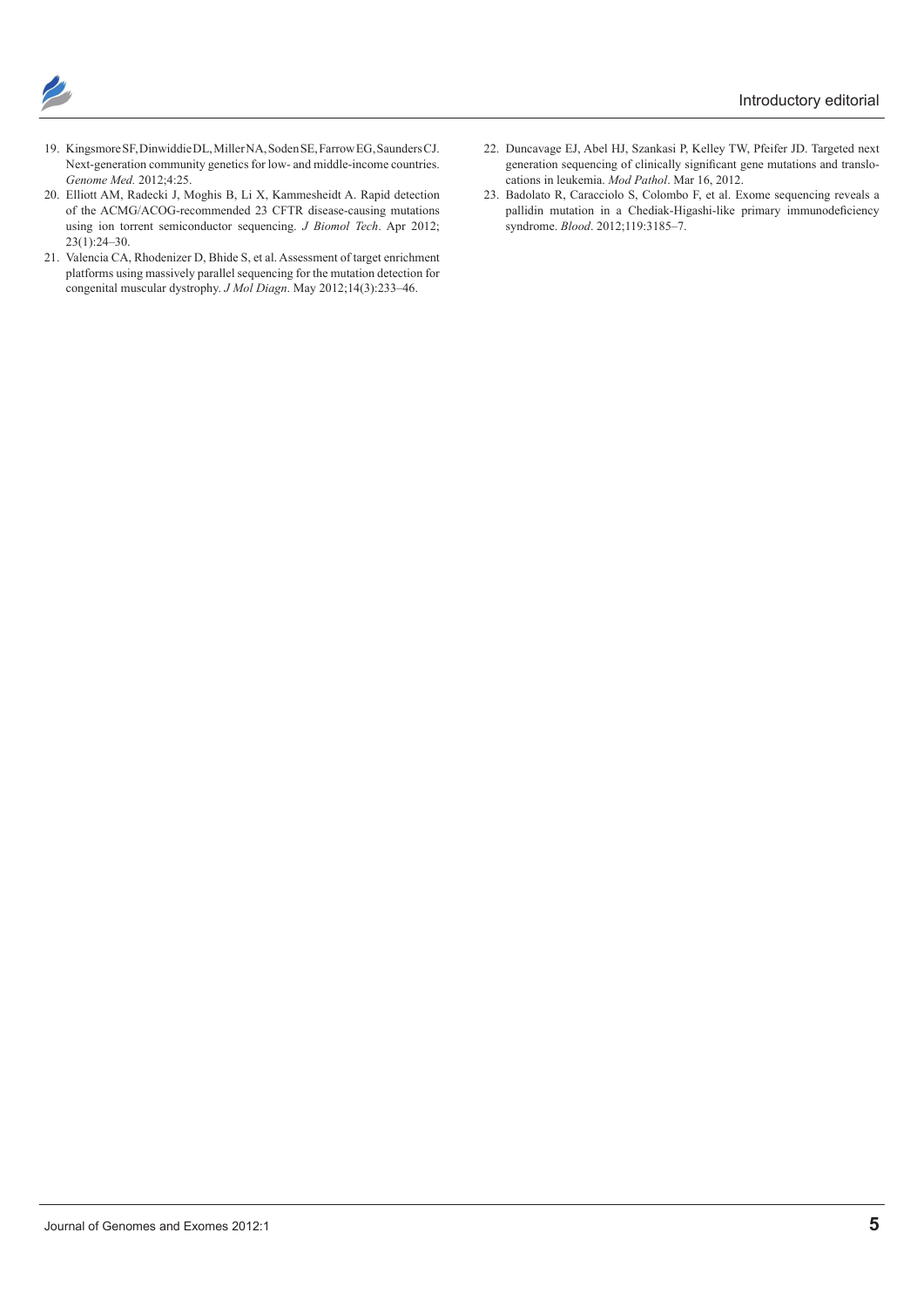19. Kingsmore SF, Dinwiddie DL, Miller NA, Soden SE, Farrow EG, Saunders CJ. Next-generation community genetics for low- and middle-income countries. *Genome Med*. 2012;4:25.
20. Elliott AM, Radecki J, Moghis B, Li X, Kammesheidt A. Rapid detection of the ACMG/ACOG-recommended 23 CFTR disease-causing mutations using ion torrent semiconductor sequencing. *J Biomol Tech*. Apr 2012; 23(1):24–30.
21. Valencia CA, Rhodenizer D, Bhide S, et al. Assessment of target enrichment platforms using massively parallel sequencing for the mutation detection for congenital muscular dystrophy. *J Mol Diagn*. May 2012;14(3):233–46.
22. Duncavage EJ, Abel HJ, Szankasi P, Kelley TW, Pfeifer JD. Targeted next generation sequencing of clinically significant gene mutations and translocations in leukemia. *Mod Pathol*. Mar 16, 2012.
23. Badolato R, Caracciolo S, Colombo F, et al. Exome sequencing reveals a pallidin mutation in a Chediak-Higashi-like primary immunodeficiency syndrome. *Blood*. 2012;119:3185–7.